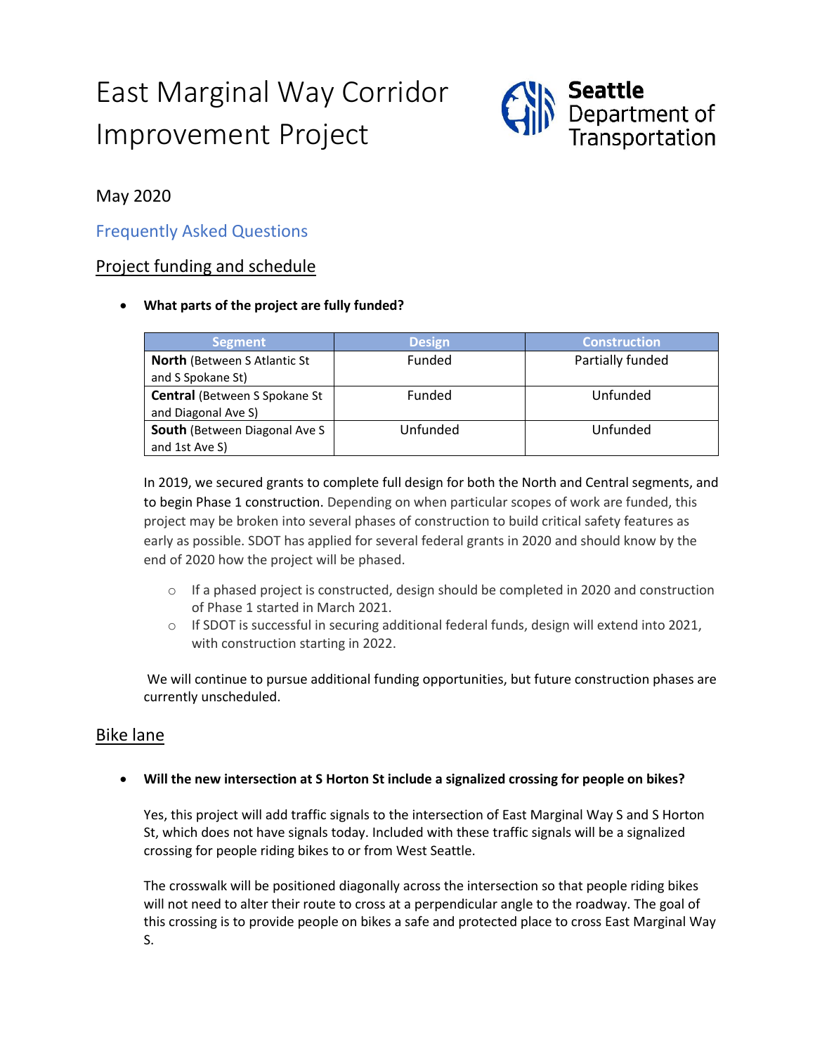# East Marginal Way Corridor Improvement Project

Seattle Department of Transportation

May 2020

## Frequently Asked Questions

### Project funding and schedule

- **What parts of the project are fully funded?**

| Segment | Design | Construction |
|---|---|---|
| **North** (Between S Atlantic St and S Spokane St) | Funded | Partially funded |
| **Central** (Between S Spokane St and Diagonal Ave S) | Funded | Unfunded |
| **South** (Between Diagonal Ave S and 1st Ave S) | Unfunded | Unfunded |

In 2019, we secured grants to complete full design for both the North and Central segments, and to begin Phase 1 construction. Depending on when particular scopes of work are funded, this project may be broken into several phases of construction to build critical safety features as early as possible. SDOT has applied for several federal grants in 2020 and should know by the end of 2020 how the project will be phased.

- If a phased project is constructed, design should be completed in 2020 and construction of Phase 1 started in March 2021.
- If SDOT is successful in securing additional federal funds, design will extend into 2021, with construction starting in 2022.

We will continue to pursue additional funding opportunities, but future construction phases are currently unscheduled.

### Bike lane

- **Will the new intersection at S Horton St include a signalized crossing for people on bikes?**

Yes, this project will add traffic signals to the intersection of East Marginal Way S and S Horton St, which does not have signals today. Included with these traffic signals will be a signalized crossing for people riding bikes to or from West Seattle.

The crosswalk will be positioned diagonally across the intersection so that people riding bikes will not need to alter their route to cross at a perpendicular angle to the roadway. The goal of this crossing is to provide people on bikes a safe and protected place to cross East Marginal Way S.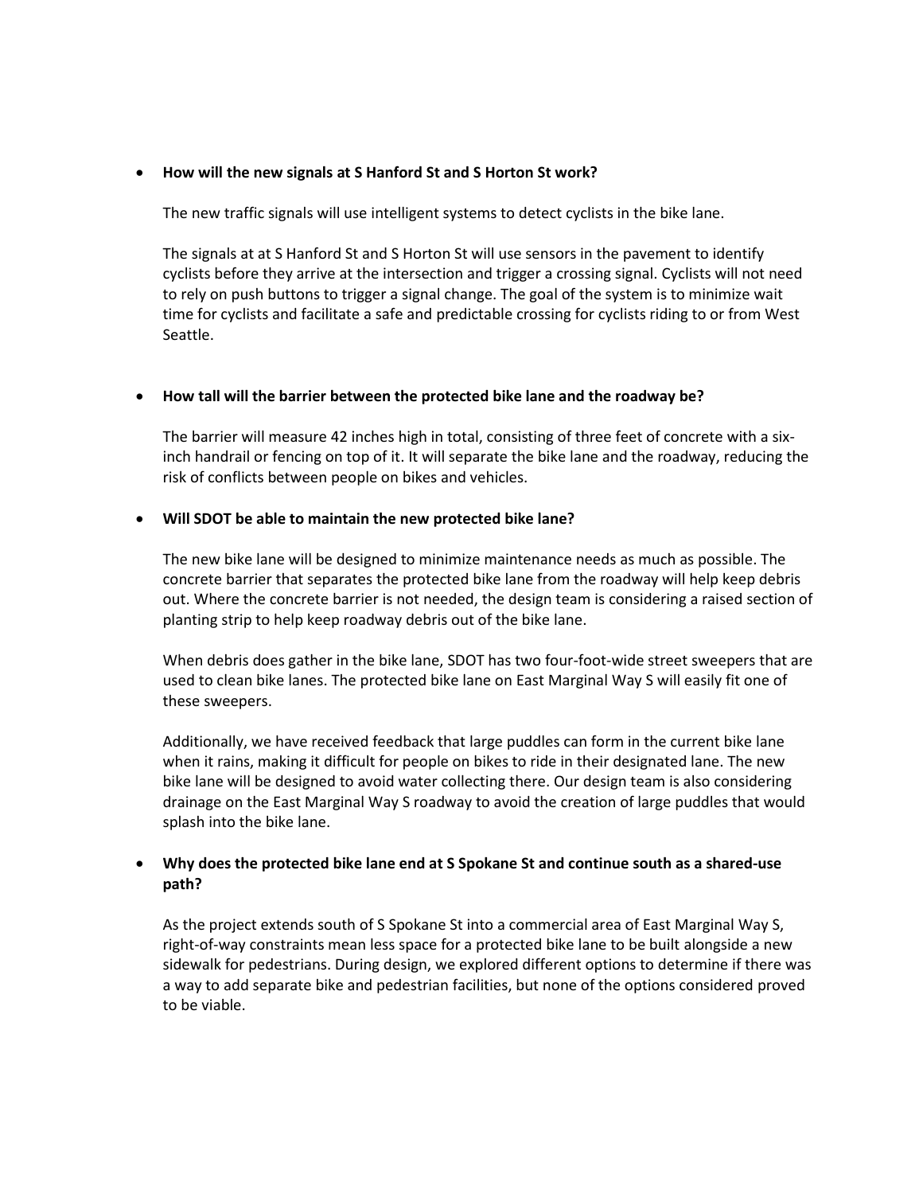- **How will the new signals at S Hanford St and S Horton St work?**

  The new traffic signals will use intelligent systems to detect cyclists in the bike lane.

  The signals at at S Hanford St and S Horton St will use sensors in the pavement to identify cyclists before they arrive at the intersection and trigger a crossing signal. Cyclists will not need to rely on push buttons to trigger a signal change. The goal of the system is to minimize wait time for cyclists and facilitate a safe and predictable crossing for cyclists riding to or from West Seattle.

- **How tall will the barrier between the protected bike lane and the roadway be?**

  The barrier will measure 42 inches high in total, consisting of three feet of concrete with a six-inch handrail or fencing on top of it. It will separate the bike lane and the roadway, reducing the risk of conflicts between people on bikes and vehicles.

- **Will SDOT be able to maintain the new protected bike lane?**

  The new bike lane will be designed to minimize maintenance needs as much as possible. The concrete barrier that separates the protected bike lane from the roadway will help keep debris out. Where the concrete barrier is not needed, the design team is considering a raised section of planting strip to help keep roadway debris out of the bike lane.

  When debris does gather in the bike lane, SDOT has two four-foot-wide street sweepers that are used to clean bike lanes. The protected bike lane on East Marginal Way S will easily fit one of these sweepers.

  Additionally, we have received feedback that large puddles can form in the current bike lane when it rains, making it difficult for people on bikes to ride in their designated lane. The new bike lane will be designed to avoid water collecting there. Our design team is also considering drainage on the East Marginal Way S roadway to avoid the creation of large puddles that would splash into the bike lane.

- **Why does the protected bike lane end at S Spokane St and continue south as a shared-use path?**

  As the project extends south of S Spokane St into a commercial area of East Marginal Way S, right-of-way constraints mean less space for a protected bike lane to be built alongside a new sidewalk for pedestrians. During design, we explored different options to determine if there was a way to add separate bike and pedestrian facilities, but none of the options considered proved to be viable.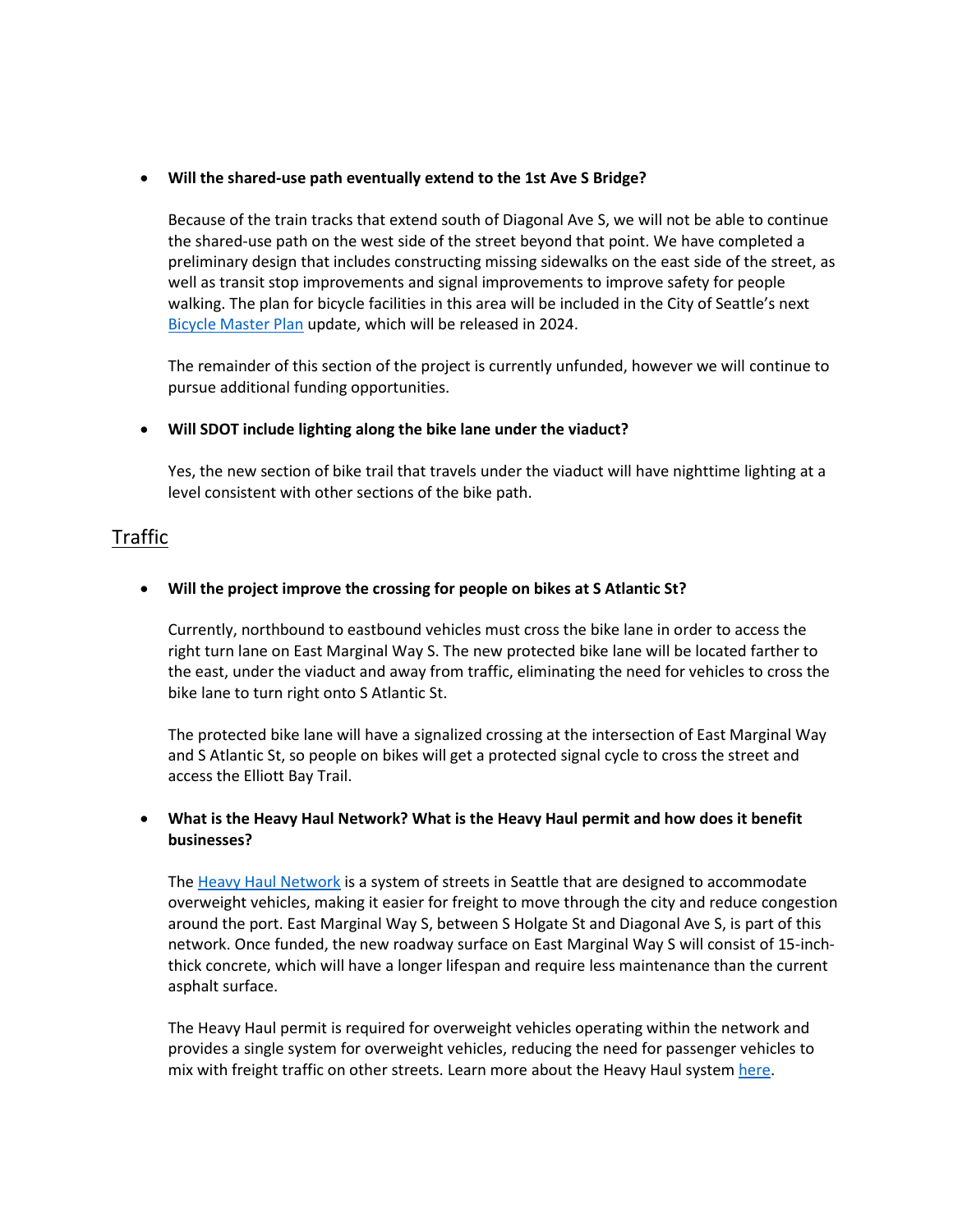- **Will the shared-use path eventually extend to the 1st Ave S Bridge?**

  Because of the train tracks that extend south of Diagonal Ave S, we will not be able to continue the shared-use path on the west side of the street beyond that point. We have completed a preliminary design that includes constructing missing sidewalks on the east side of the street, as well as transit stop improvements and signal improvements to improve safety for people walking. The plan for bicycle facilities in this area will be included in the City of Seattle's next [Bicycle Master Plan]() update, which will be released in 2024.

  The remainder of this section of the project is currently unfunded, however we will continue to pursue additional funding opportunities.

- **Will SDOT include lighting along the bike lane under the viaduct?**

  Yes, the new section of bike trail that travels under the viaduct will have nighttime lighting at a level consistent with other sections of the bike path.

## Traffic

- **Will the project improve the crossing for people on bikes at S Atlantic St?**

  Currently, northbound to eastbound vehicles must cross the bike lane in order to access the right turn lane on East Marginal Way S. The new protected bike lane will be located farther to the east, under the viaduct and away from traffic, eliminating the need for vehicles to cross the bike lane to turn right onto S Atlantic St.

  The protected bike lane will have a signalized crossing at the intersection of East Marginal Way and S Atlantic St, so people on bikes will get a protected signal cycle to cross the street and access the Elliott Bay Trail.

- **What is the Heavy Haul Network? What is the Heavy Haul permit and how does it benefit businesses?**

  The [Heavy Haul Network]() is a system of streets in Seattle that are designed to accommodate overweight vehicles, making it easier for freight to move through the city and reduce congestion around the port. East Marginal Way S, between S Holgate St and Diagonal Ave S, is part of this network. Once funded, the new roadway surface on East Marginal Way S will consist of 15-inch-thick concrete, which will have a longer lifespan and require less maintenance than the current asphalt surface.

  The Heavy Haul permit is required for overweight vehicles operating within the network and provides a single system for overweight vehicles, reducing the need for passenger vehicles to mix with freight traffic on other streets. Learn more about the Heavy Haul system [here]().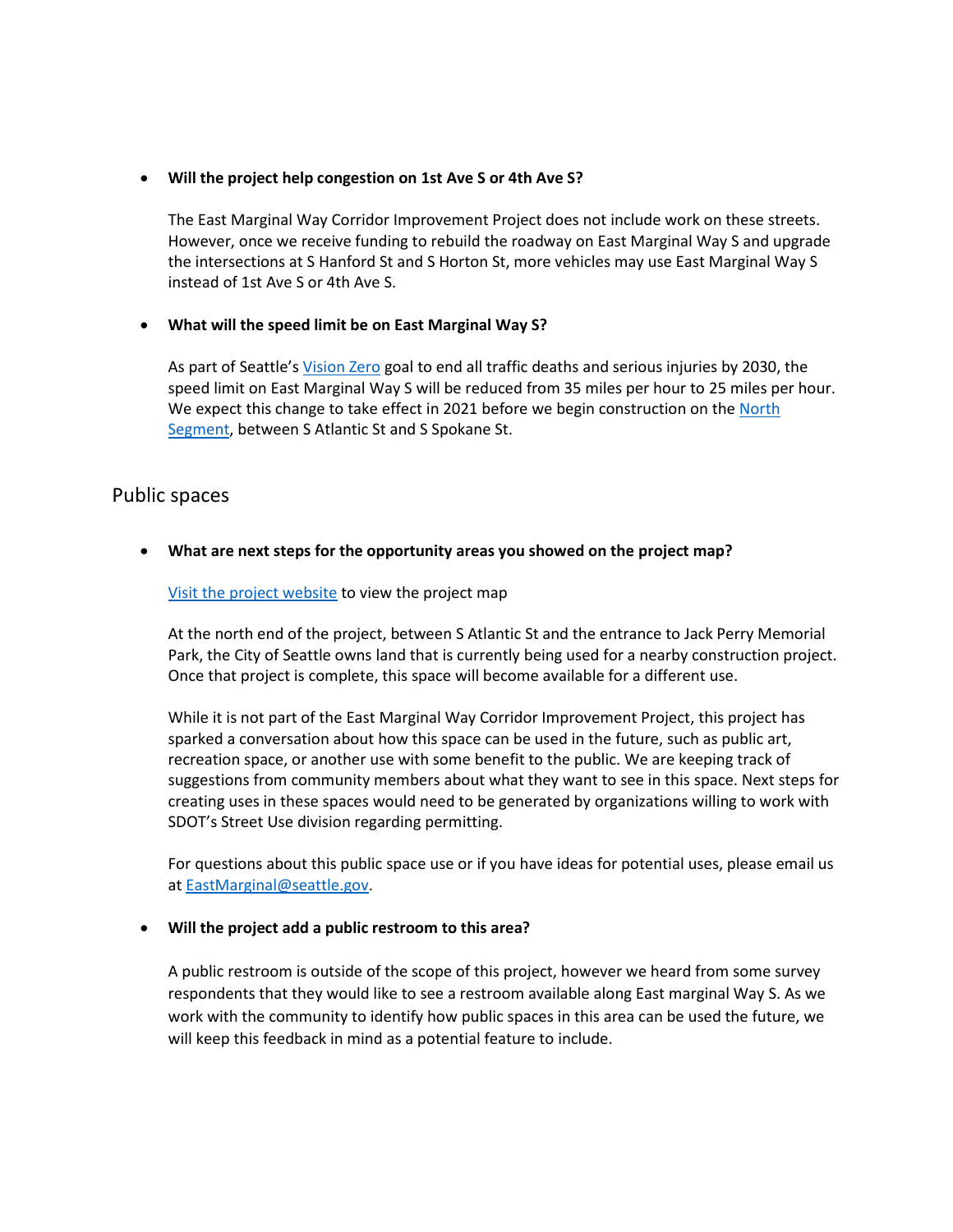- **Will the project help congestion on 1st Ave S or 4th Ave S?**

  The East Marginal Way Corridor Improvement Project does not include work on these streets. However, once we receive funding to rebuild the roadway on East Marginal Way S and upgrade the intersections at S Hanford St and S Horton St, more vehicles may use East Marginal Way S instead of 1st Ave S or 4th Ave S.

- **What will the speed limit be on East Marginal Way S?**

  As part of Seattle's Vision Zero goal to end all traffic deaths and serious injuries by 2030, the speed limit on East Marginal Way S will be reduced from 35 miles per hour to 25 miles per hour. We expect this change to take effect in 2021 before we begin construction on the North Segment, between S Atlantic St and S Spokane St.

## Public spaces

- **What are next steps for the opportunity areas you showed on the project map?**

  Visit the project website to view the project map

  At the north end of the project, between S Atlantic St and the entrance to Jack Perry Memorial Park, the City of Seattle owns land that is currently being used for a nearby construction project. Once that project is complete, this space will become available for a different use.

  While it is not part of the East Marginal Way Corridor Improvement Project, this project has sparked a conversation about how this space can be used in the future, such as public art, recreation space, or another use with some benefit to the public. We are keeping track of suggestions from community members about what they want to see in this space. Next steps for creating uses in these spaces would need to be generated by organizations willing to work with SDOT's Street Use division regarding permitting.

  For questions about this public space use or if you have ideas for potential uses, please email us at EastMarginal@seattle.gov.

- **Will the project add a public restroom to this area?**

  A public restroom is outside of the scope of this project, however we heard from some survey respondents that they would like to see a restroom available along East marginal Way S. As we work with the community to identify how public spaces in this area can be used the future, we will keep this feedback in mind as a potential feature to include.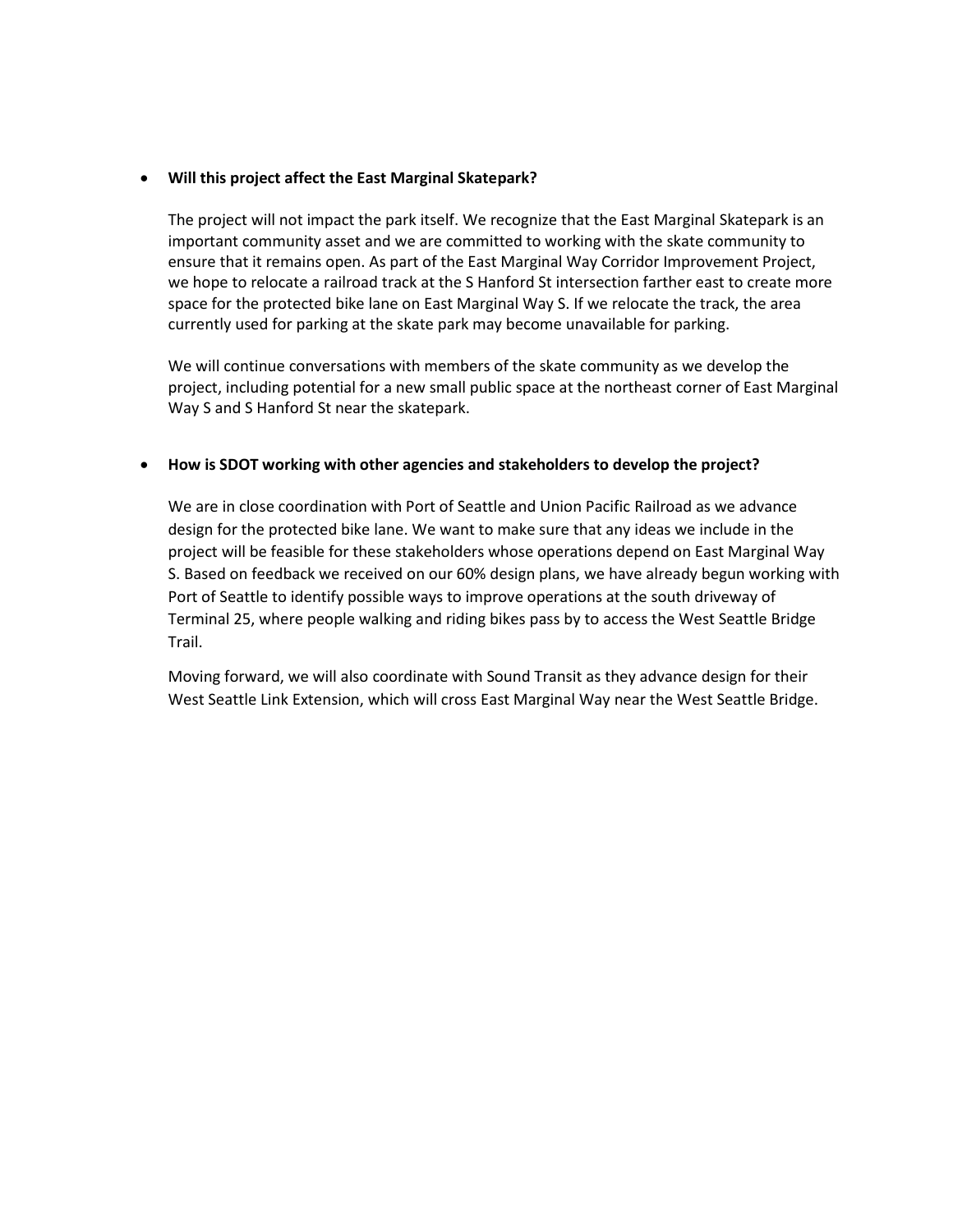- **Will this project affect the East Marginal Skatepark?**

  The project will not impact the park itself. We recognize that the East Marginal Skatepark is an important community asset and we are committed to working with the skate community to ensure that it remains open. As part of the East Marginal Way Corridor Improvement Project, we hope to relocate a railroad track at the S Hanford St intersection farther east to create more space for the protected bike lane on East Marginal Way S. If we relocate the track, the area currently used for parking at the skate park may become unavailable for parking.

  We will continue conversations with members of the skate community as we develop the project, including potential for a new small public space at the northeast corner of East Marginal Way S and S Hanford St near the skatepark.

- **How is SDOT working with other agencies and stakeholders to develop the project?**

  We are in close coordination with Port of Seattle and Union Pacific Railroad as we advance design for the protected bike lane. We want to make sure that any ideas we include in the project will be feasible for these stakeholders whose operations depend on East Marginal Way S. Based on feedback we received on our 60% design plans, we have already begun working with Port of Seattle to identify possible ways to improve operations at the south driveway of Terminal 25, where people walking and riding bikes pass by to access the West Seattle Bridge Trail.

  Moving forward, we will also coordinate with Sound Transit as they advance design for their West Seattle Link Extension, which will cross East Marginal Way near the West Seattle Bridge.